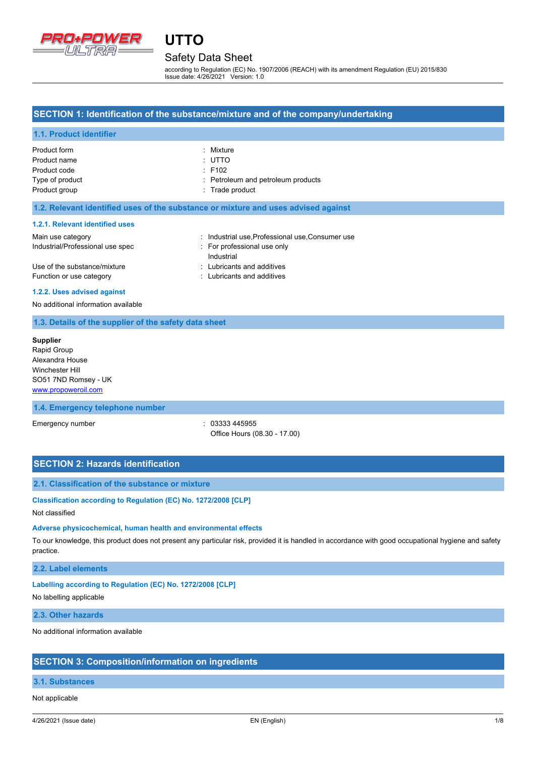# UTTO

## Safety Data Sheet

according to Regulation (EC) No. 1907/2006 (REACH) with its amendment Regulation (EU) 2015/830
Issue date: 4/26/2021 Version: 1.0

## SECTION 1: Identification of the substance/mixture and of the company/undertaking

### 1.1. Product identifier

| | |
|---|---|
| Product form | : Mixture |
| Product name | : UTTO |
| Product code | : F102 |
| Type of product | : Petroleum and petroleum products |
| Product group | : Trade product |

### 1.2. Relevant identified uses of the substance or mixture and uses advised against

#### 1.2.1. Relevant identified uses

| | |
|---|---|
| Main use category | : Industrial use,Professional use,Consumer use |
| Industrial/Professional use spec | : For professional use only<br>Industrial |
| Use of the substance/mixture | : Lubricants and additives |
| Function or use category | : Lubricants and additives |

#### 1.2.2. Uses advised against

No additional information available

### 1.3. Details of the supplier of the safety data sheet

**Supplier**
Rapid Group
Alexandra House
Winchester Hill
SO51 7ND Romsey - UK
www.propoweroil.com

### 1.4. Emergency telephone number

| | |
|---|---|
| Emergency number | : 03333 445955<br>Office Hours (08.30 - 17.00) |

## SECTION 2: Hazards identification

### 2.1. Classification of the substance or mixture

**Classification according to Regulation (EC) No. 1272/2008 [CLP]**

Not classified

**Adverse physicochemical, human health and environmental effects**

To our knowledge, this product does not present any particular risk, provided it is handled in accordance with good occupational hygiene and safety practice.

### 2.2. Label elements

**Labelling according to Regulation (EC) No. 1272/2008 [CLP]**

No labelling applicable

### 2.3. Other hazards

No additional information available

## SECTION 3: Composition/information on ingredients

### 3.1. Substances

Not applicable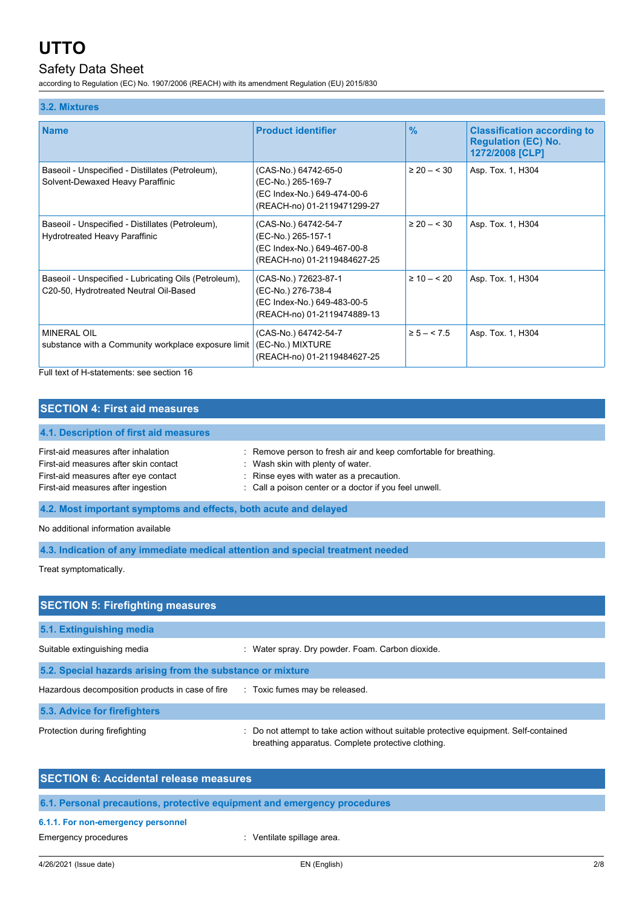### 3.2. Mixtures

| Name | Product identifier | % | Classification according to Regulation (EC) No. 1272/2008 [CLP] |
|---|---|---|---|
| Baseoil - Unspecified - Distillates (Petroleum), Solvent-Dewaxed Heavy Paraffinic | (CAS-No.) 64742-65-0<br>(EC-No.) 265-169-7<br>(EC Index-No.) 649-474-00-6<br>(REACH-no) 01-2119471299-27 | ≥ 20 – < 30 | Asp. Tox. 1, H304 |
| Baseoil - Unspecified - Distillates (Petroleum), Hydrotreated Heavy Paraffinic | (CAS-No.) 64742-54-7<br>(EC-No.) 265-157-1<br>(EC Index-No.) 649-467-00-8<br>(REACH-no) 01-2119484627-25 | ≥ 20 – < 30 | Asp. Tox. 1, H304 |
| Baseoil - Unspecified - Lubricating Oils (Petroleum), C20-50, Hydrotreated Neutral Oil-Based | (CAS-No.) 72623-87-1<br>(EC-No.) 276-738-4<br>(EC Index-No.) 649-483-00-5<br>(REACH-no) 01-2119474889-13 | ≥ 10 – < 20 | Asp. Tox. 1, H304 |
| MINERAL OIL<br>substance with a Community workplace exposure limit | (CAS-No.) 64742-54-7<br>(EC-No.) MIXTURE<br>(REACH-no) 01-2119484627-25 | ≥ 5 – < 7.5 | Asp. Tox. 1, H304 |

Full text of H-statements: see section 16

## SECTION 4: First aid measures

### 4.1. Description of first aid measures

First-aid measures after inhalation : Remove person to fresh air and keep comfortable for breathing.
First-aid measures after skin contact : Wash skin with plenty of water.
First-aid measures after eye contact : Rinse eyes with water as a precaution.
First-aid measures after ingestion : Call a poison center or a doctor if you feel unwell.

### 4.2. Most important symptoms and effects, both acute and delayed

No additional information available

### 4.3. Indication of any immediate medical attention and special treatment needed

Treat symptomatically.

## SECTION 5: Firefighting measures

### 5.1. Extinguishing media

Suitable extinguishing media : Water spray. Dry powder. Foam. Carbon dioxide.

### 5.2. Special hazards arising from the substance or mixture

Hazardous decomposition products in case of fire : Toxic fumes may be released.

### 5.3. Advice for firefighters

Protection during firefighting : Do not attempt to take action without suitable protective equipment. Self-contained breathing apparatus. Complete protective clothing.

## SECTION 6: Accidental release measures

### 6.1. Personal precautions, protective equipment and emergency procedures

#### 6.1.1. For non-emergency personnel

Emergency procedures : Ventilate spillage area.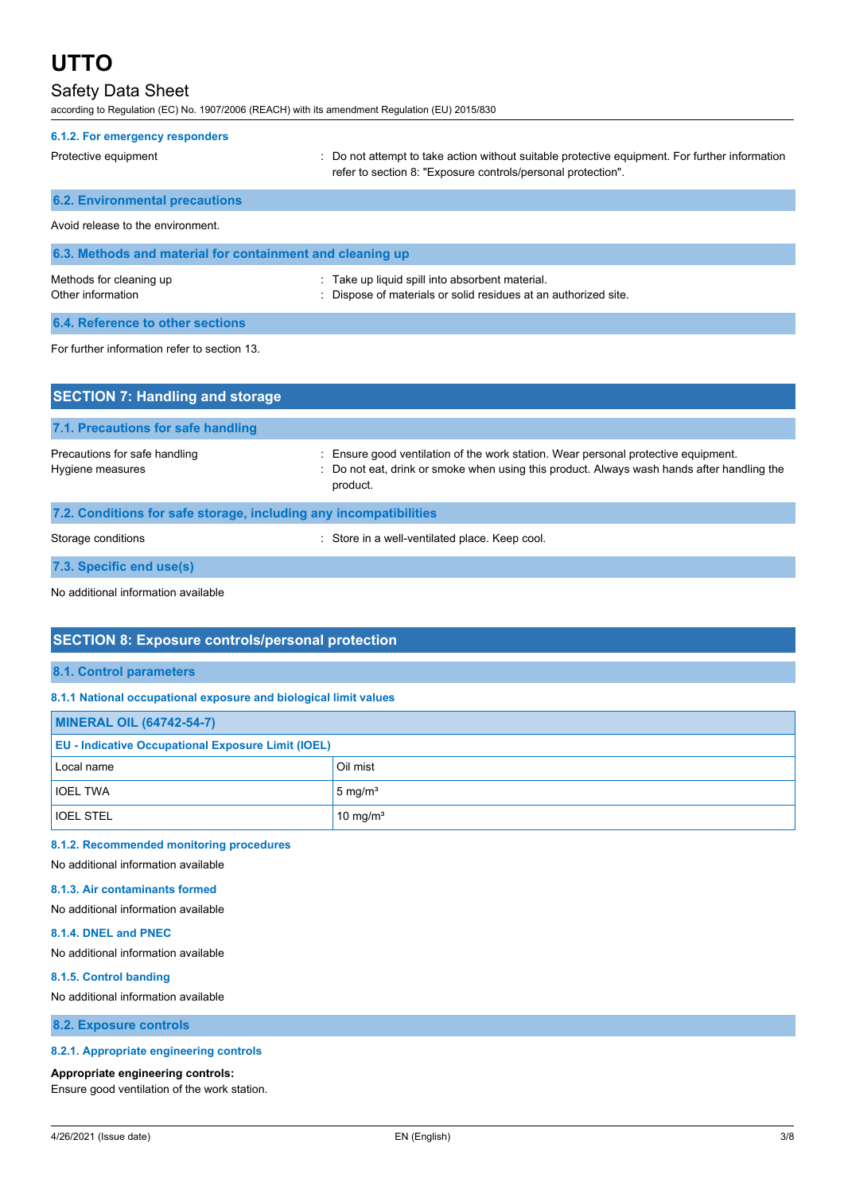#### 6.1.2. For emergency responders

Protective equipment : Do not attempt to take action without suitable protective equipment. For further information refer to section 8: "Exposure controls/personal protection".

### 6.2. Environmental precautions

Avoid release to the environment.

### 6.3. Methods and material for containment and cleaning up

Methods for cleaning up : Take up liquid spill into absorbent material.

Other information : Dispose of materials or solid residues at an authorized site.

### 6.4. Reference to other sections

For further information refer to section 13.

## SECTION 7: Handling and storage

### 7.1. Precautions for safe handling

Precautions for safe handling : Ensure good ventilation of the work station. Wear personal protective equipment.

Hygiene measures : Do not eat, drink or smoke when using this product. Always wash hands after handling the product.

### 7.2. Conditions for safe storage, including any incompatibilities

Storage conditions : Store in a well-ventilated place. Keep cool.

### 7.3. Specific end use(s)

No additional information available

## SECTION 8: Exposure controls/personal protection

### 8.1. Control parameters

#### 8.1.1 National occupational exposure and biological limit values

| MINERAL OIL (64742-54-7) | |
|---|---|
| **EU - Indicative Occupational Exposure Limit (IOEL)** | |
| Local name | Oil mist |
| IOEL TWA | 5 mg/m³ |
| IOEL STEL | 10 mg/m³ |

#### 8.1.2. Recommended monitoring procedures

No additional information available

#### 8.1.3. Air contaminants formed

No additional information available

#### 8.1.4. DNEL and PNEC

No additional information available

#### 8.1.5. Control banding

No additional information available

### 8.2. Exposure controls

#### 8.2.1. Appropriate engineering controls

**Appropriate engineering controls:**

Ensure good ventilation of the work station.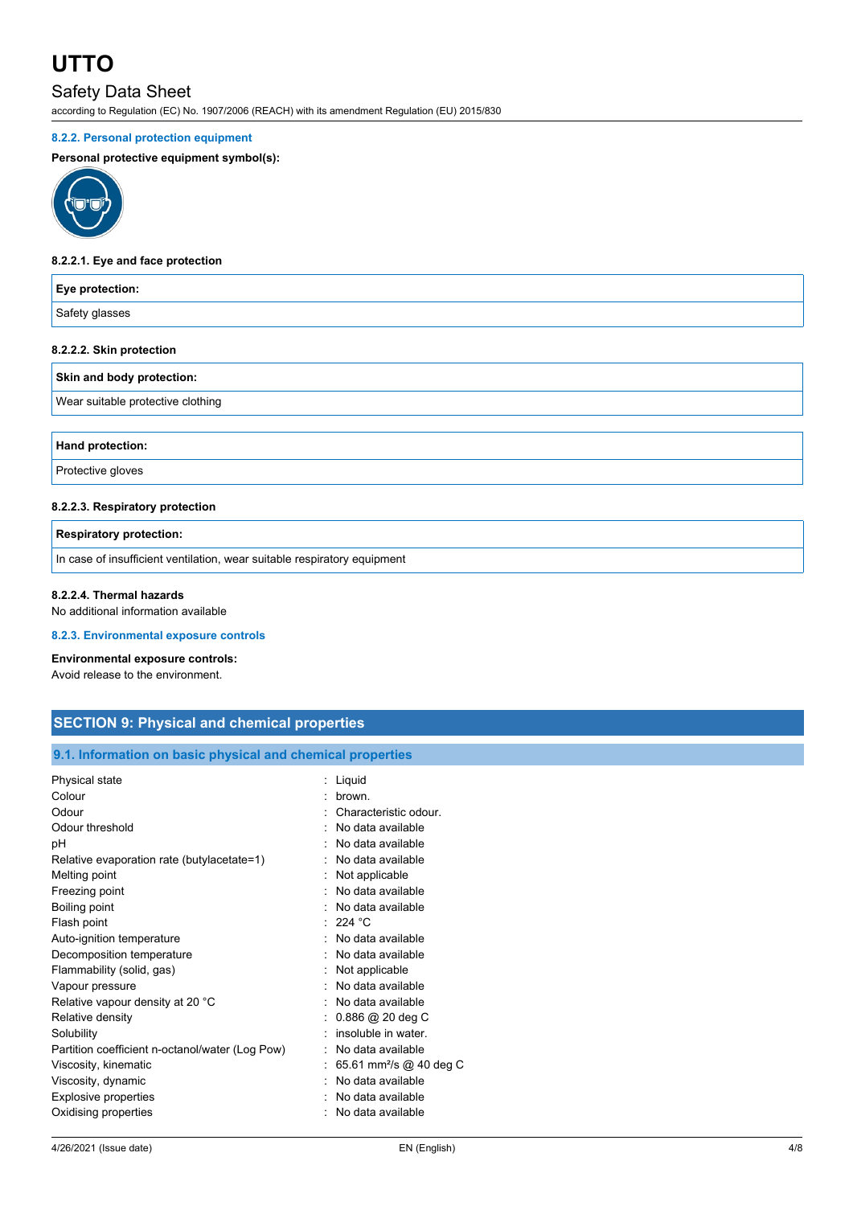#### 8.2.2. Personal protection equipment

**Personal protective equipment symbol(s):**

##### 8.2.2.1. Eye and face protection

| Eye protection: |
|---|
| Safety glasses |

##### 8.2.2.2. Skin protection

| Skin and body protection: |
|---|
| Wear suitable protective clothing |

| Hand protection: |
|---|
| Protective gloves |

##### 8.2.2.3. Respiratory protection

| Respiratory protection: |
|---|
| In case of insufficient ventilation, wear suitable respiratory equipment |

##### 8.2.2.4. Thermal hazards

No additional information available

#### 8.2.3. Environmental exposure controls

**Environmental exposure controls:**

Avoid release to the environment.

## SECTION 9: Physical and chemical properties

### 9.1. Information on basic physical and chemical properties

| | |
|---|---|
| Physical state | : Liquid |
| Colour | : brown. |
| Odour | : Characteristic odour. |
| Odour threshold | : No data available |
| pH | : No data available |
| Relative evaporation rate (butylacetate=1) | : No data available |
| Melting point | : Not applicable |
| Freezing point | : No data available |
| Boiling point | : No data available |
| Flash point | : 224 °C |
| Auto-ignition temperature | : No data available |
| Decomposition temperature | : No data available |
| Flammability (solid, gas) | : Not applicable |
| Vapour pressure | : No data available |
| Relative vapour density at 20 °C | : No data available |
| Relative density | : 0.886 @ 20 deg C |
| Solubility | : insoluble in water. |
| Partition coefficient n-octanol/water (Log Pow) | : No data available |
| Viscosity, kinematic | : 65.61 $mm^2/s$ @ 40 deg C |
| Viscosity, dynamic | : No data available |
| Explosive properties | : No data available |
| Oxidising properties | : No data available |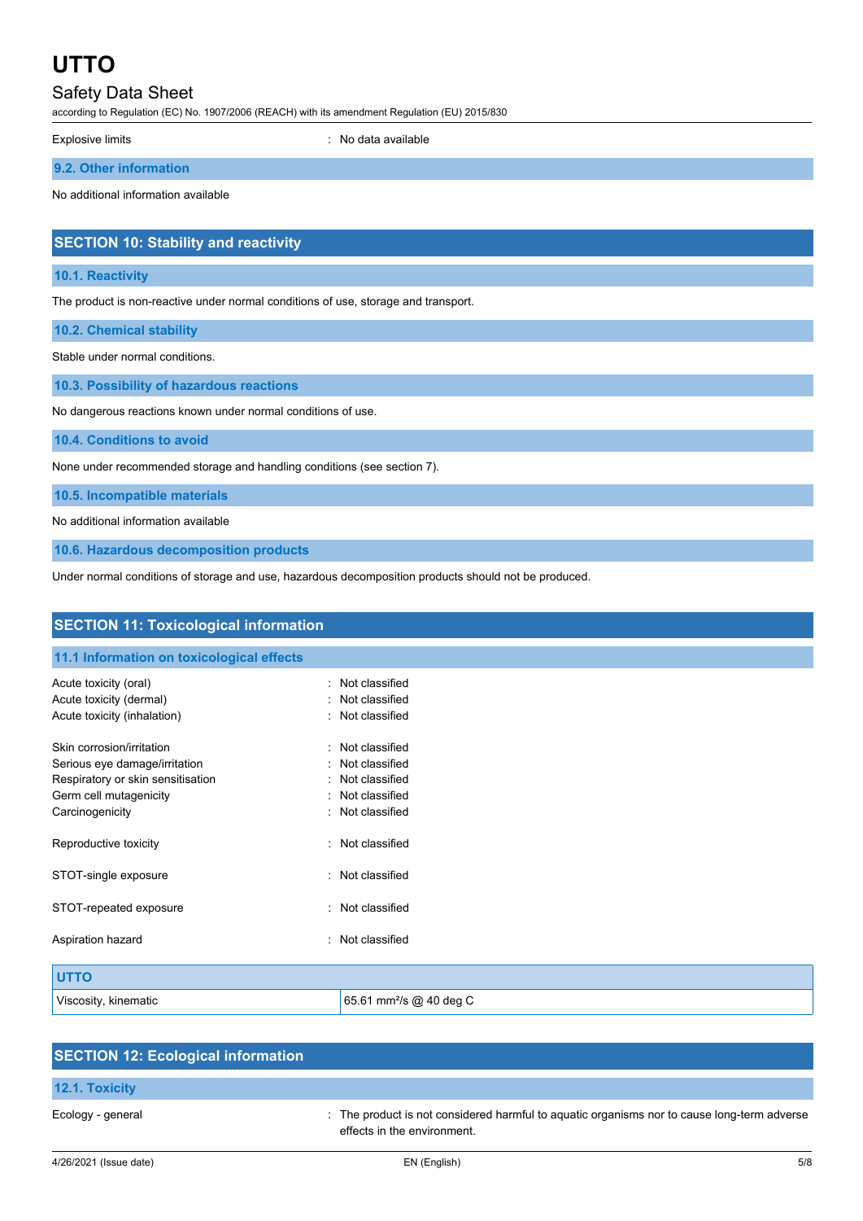Explosive limits : No data available

### 9.2. Other information

No additional information available

## SECTION 10: Stability and reactivity

### 10.1. Reactivity

The product is non-reactive under normal conditions of use, storage and transport.

### 10.2. Chemical stability

Stable under normal conditions.

### 10.3. Possibility of hazardous reactions

No dangerous reactions known under normal conditions of use.

### 10.4. Conditions to avoid

None under recommended storage and handling conditions (see section 7).

### 10.5. Incompatible materials

No additional information available

### 10.6. Hazardous decomposition products

Under normal conditions of storage and use, hazardous decomposition products should not be produced.

## SECTION 11: Toxicological information

### 11.1 Information on toxicological effects

Acute toxicity (oral) : Not classified
Acute toxicity (dermal) : Not classified
Acute toxicity (inhalation) : Not classified

Skin corrosion/irritation : Not classified
Serious eye damage/irritation : Not classified
Respiratory or skin sensitisation : Not classified
Germ cell mutagenicity : Not classified
Carcinogenicity : Not classified

Reproductive toxicity : Not classified

STOT-single exposure : Not classified

STOT-repeated exposure : Not classified

Aspiration hazard : Not classified

| UTTO | |
|---|---|
| Viscosity, kinematic | 65.61 $mm^2/s$ @ 40 deg C |

## SECTION 12: Ecological information

### 12.1. Toxicity

Ecology - general : The product is not considered harmful to aquatic organisms nor to cause long-term adverse effects in the environment.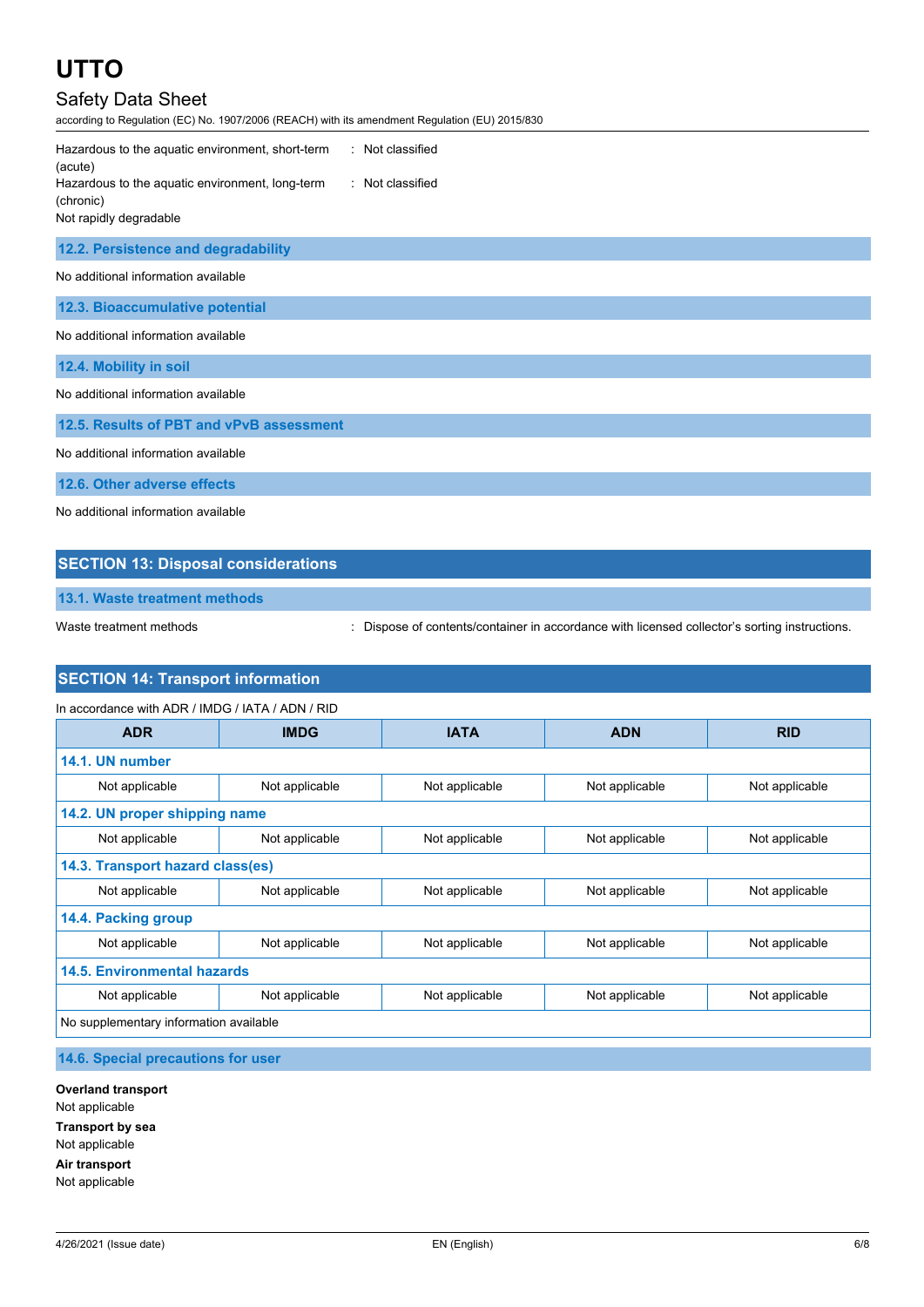Hazardous to the aquatic environment, short-term (acute) : Not classified

Hazardous to the aquatic environment, long-term (chronic) : Not classified

Not rapidly degradable

### 12.2. Persistence and degradability

No additional information available

### 12.3. Bioaccumulative potential

No additional information available

### 12.4. Mobility in soil

No additional information available

### 12.5. Results of PBT and vPvB assessment

No additional information available

### 12.6. Other adverse effects

No additional information available

## SECTION 13: Disposal considerations

### 13.1. Waste treatment methods

Waste treatment methods : Dispose of contents/container in accordance with licensed collector's sorting instructions.

## SECTION 14: Transport information

In accordance with ADR / IMDG / IATA / ADN / RID

| ADR | IMDG | IATA | ADN | RID |
|---|---|---|---|---|
| **14.1. UN number** | | | | |
| Not applicable | Not applicable | Not applicable | Not applicable | Not applicable |
| **14.2. UN proper shipping name** | | | | |
| Not applicable | Not applicable | Not applicable | Not applicable | Not applicable |
| **14.3. Transport hazard class(es)** | | | | |
| Not applicable | Not applicable | Not applicable | Not applicable | Not applicable |
| **14.4. Packing group** | | | | |
| Not applicable | Not applicable | Not applicable | Not applicable | Not applicable |
| **14.5. Environmental hazards** | | | | |
| Not applicable | Not applicable | Not applicable | Not applicable | Not applicable |
| No supplementary information available | | | | |

### 14.6. Special precautions for user

**Overland transport**

Not applicable

**Transport by sea**

Not applicable

**Air transport**

Not applicable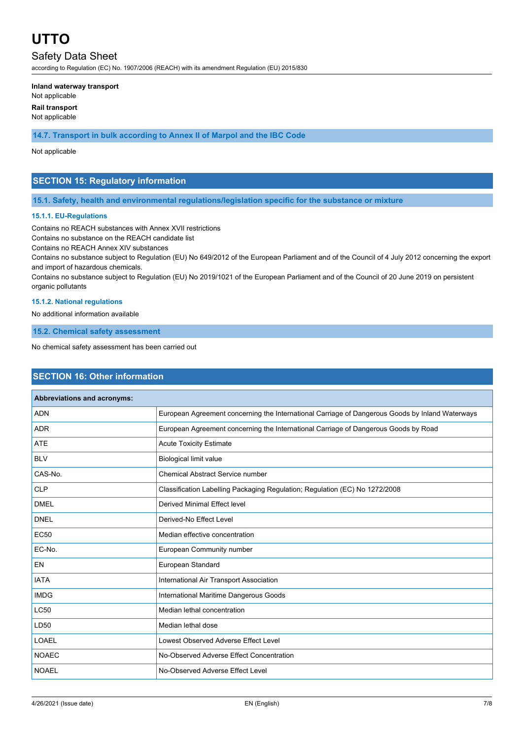**Inland waterway transport**

Not applicable

**Rail transport**

Not applicable

### 14.7. Transport in bulk according to Annex II of Marpol and the IBC Code

Not applicable

## SECTION 15: Regulatory information

### 15.1. Safety, health and environmental regulations/legislation specific for the substance or mixture

#### 15.1.1. EU-Regulations

Contains no REACH substances with Annex XVII restrictions

Contains no substance on the REACH candidate list

Contains no REACH Annex XIV substances

Contains no substance subject to Regulation (EU) No 649/2012 of the European Parliament and of the Council of 4 July 2012 concerning the export and import of hazardous chemicals.

Contains no substance subject to Regulation (EU) No 2019/1021 of the European Parliament and of the Council of 20 June 2019 on persistent organic pollutants

#### 15.1.2. National regulations

No additional information available

### 15.2. Chemical safety assessment

No chemical safety assessment has been carried out

## SECTION 16: Other information

| Abbreviations and acronyms: | |
|---|---|
| ADN | European Agreement concerning the International Carriage of Dangerous Goods by Inland Waterways |
| ADR | European Agreement concerning the International Carriage of Dangerous Goods by Road |
| ATE | Acute Toxicity Estimate |
| BLV | Biological limit value |
| CAS-No. | Chemical Abstract Service number |
| CLP | Classification Labelling Packaging Regulation; Regulation (EC) No 1272/2008 |
| DMEL | Derived Minimal Effect level |
| DNEL | Derived-No Effect Level |
| EC50 | Median effective concentration |
| EC-No. | European Community number |
| EN | European Standard |
| IATA | International Air Transport Association |
| IMDG | International Maritime Dangerous Goods |
| LC50 | Median lethal concentration |
| LD50 | Median lethal dose |
| LOAEL | Lowest Observed Adverse Effect Level |
| NOAEC | No-Observed Adverse Effect Concentration |
| NOAEL | No-Observed Adverse Effect Level |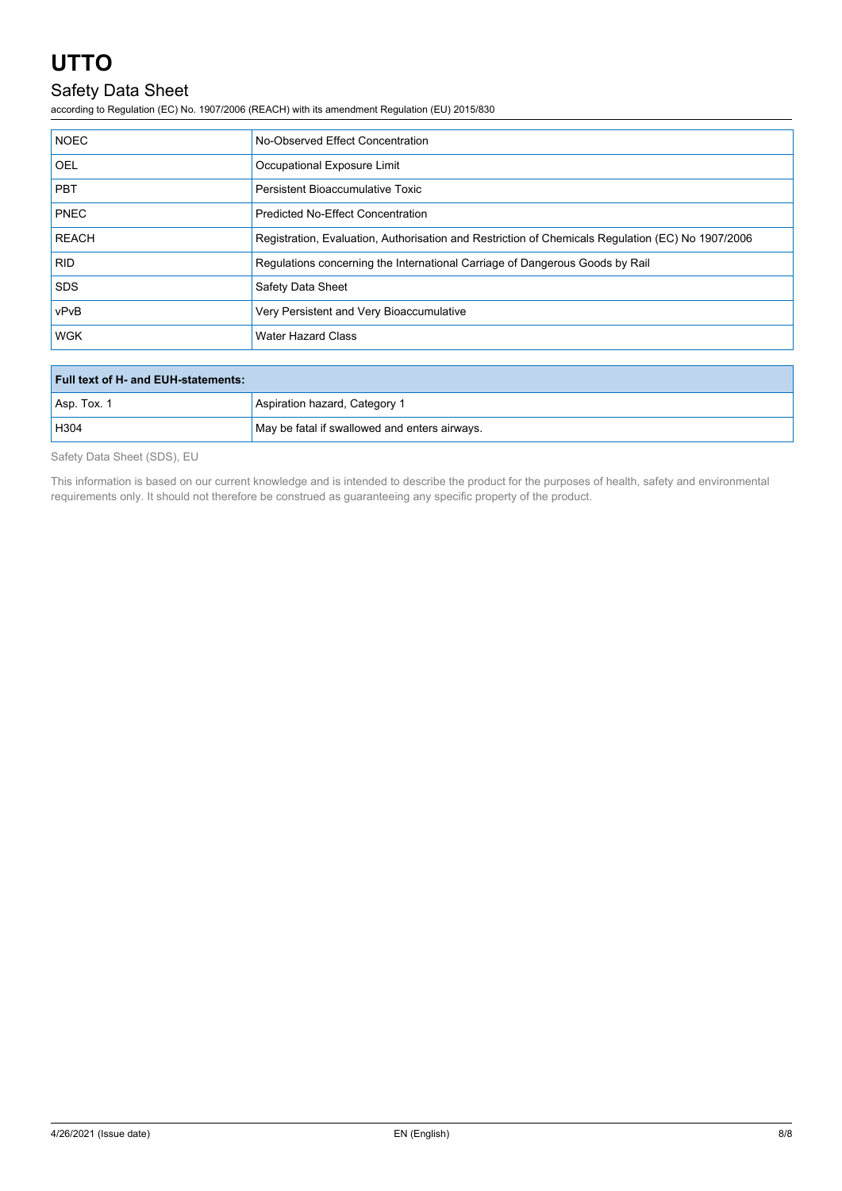| | |
|---|---|
| NOEC | No-Observed Effect Concentration |
| OEL | Occupational Exposure Limit |
| PBT | Persistent Bioaccumulative Toxic |
| PNEC | Predicted No-Effect Concentration |
| REACH | Registration, Evaluation, Authorisation and Restriction of Chemicals Regulation (EC) No 1907/2006 |
| RID | Regulations concerning the International Carriage of Dangerous Goods by Rail |
| SDS | Safety Data Sheet |
| vPvB | Very Persistent and Very Bioaccumulative |
| WGK | Water Hazard Class |

| **Full text of H- and EUH-statements:** | |
|---|---|
| Asp. Tox. 1 | Aspiration hazard, Category 1 |
| H304 | May be fatal if swallowed and enters airways. |

Safety Data Sheet (SDS), EU

This information is based on our current knowledge and is intended to describe the product for the purposes of health, safety and environmental requirements only. It should not therefore be construed as guaranteeing any specific property of the product.